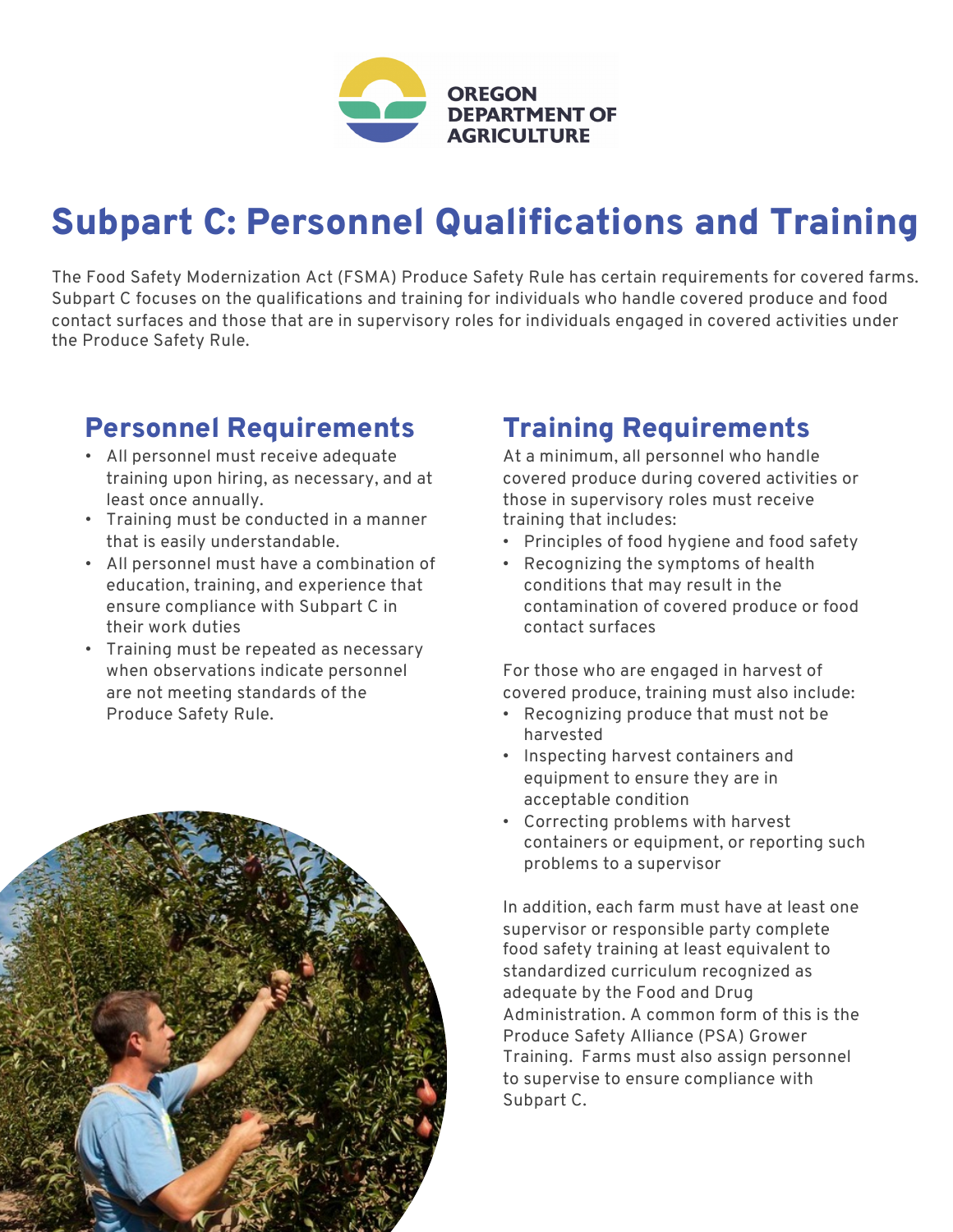OREGON DEPARTMENT OF AGRICULTURE

# Subpart C: Personnel Qualifications and Training

The Food Safety Modernization Act (FSMA) Produce Safety Rule has certain requirements for covered farms. Subpart C focuses on the qualifications and training for individuals who handle covered produce and food contact surfaces and those that are in supervisory roles for individuals engaged in covered activities under the Produce Safety Rule.

## Personnel Requirements

- All personnel must receive adequate training upon hiring, as necessary, and at least once annually.
- Training must be conducted in a manner that is easily understandable.
- All personnel must have a combination of education, training, and experience that ensure compliance with Subpart C in their work duties
- Training must be repeated as necessary when observations indicate personnel are not meeting standards of the Produce Safety Rule.

## Training Requirements

At a minimum, all personnel who handle covered produce during covered activities or those in supervisory roles must receive training that includes:

- Principles of food hygiene and food safety
- Recognizing the symptoms of health conditions that may result in the contamination of covered produce or food contact surfaces

For those who are engaged in harvest of covered produce, training must also include:

- Recognizing produce that must not be harvested
- Inspecting harvest containers and equipment to ensure they are in acceptable condition
- Correcting problems with harvest containers or equipment, or reporting such problems to a supervisor

In addition, each farm must have at least one supervisor or responsible party complete food safety training at least equivalent to standardized curriculum recognized as adequate by the Food and Drug Administration. A common form of this is the Produce Safety Alliance (PSA) Grower Training. Farms must also assign personnel to supervise to ensure compliance with Subpart C.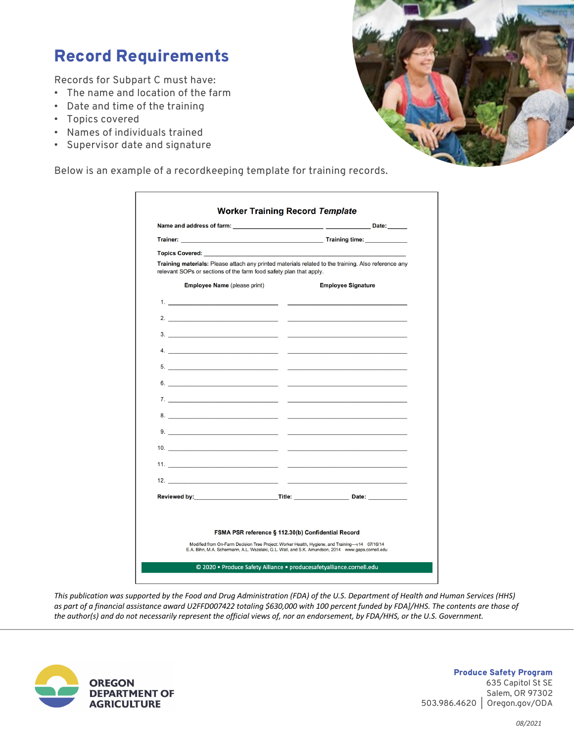## Record Requirements

Records for Subpart C must have:

- The name and location of the farm
- Date and time of the training
- Topics covered
- Names of individuals trained
- Supervisor date and signature

Below is an example of a recordkeeping template for training records.

### Worker Training Record *Template*

**Name and address of farm:** ______________________ ____________ **Date:** ______

**Trainer:** ______________________________ **Training time:** ____________

**Topics Covered:** ______________________________________________

**Training materials:** Please attach any printed materials related to the training. Also reference any relevant SOPs or sections of the farm food safety plan that apply.

| | **Employee Name** (please print) | **Employee Signature** |
|---|---|---|
| 1. | | |
| 2. | | |
| 3. | | |
| 4. | | |
| 5. | | |
| 6. | | |
| 7. | | |
| 8. | | |
| 9. | | |
| 10. | | |
| 11. | | |
| 12. | | |

**Reviewed by:** ____________________ **Title:** ______________ **Date:** ___________

**FSMA PSR reference § 112.30(b) Confidential Record**

Modified from On-Farm Decision Tree Project: Worker Health, Hygiene, and Training—v14 07/16/14
E.A. Bihn, M.A. Schermann, A.L. Wszelaki, G.L. Wall, and S.K. Amundson, 2014 www.gaps.cornell.edu

© 2020 • Produce Safety Alliance • producesafetyalliance.cornell.edu

*This publication was supported by the Food and Drug Administration (FDA) of the U.S. Department of Health and Human Services (HHS) as part of a financial assistance award U2FFD007422 totaling $630,000 with 100 percent funded by FDAJ/HHS. The contents are those of the author(s) and do not necessarily represent the official views of, nor an endorsement, by FDA/HHS, or the U.S. Government.*

OREGON DEPARTMENT OF AGRICULTURE

**Produce Safety Program**
635 Capitol St SE
Salem, OR 97302
503.986.4620 | Oregon.gov/ODA

*08/2021*